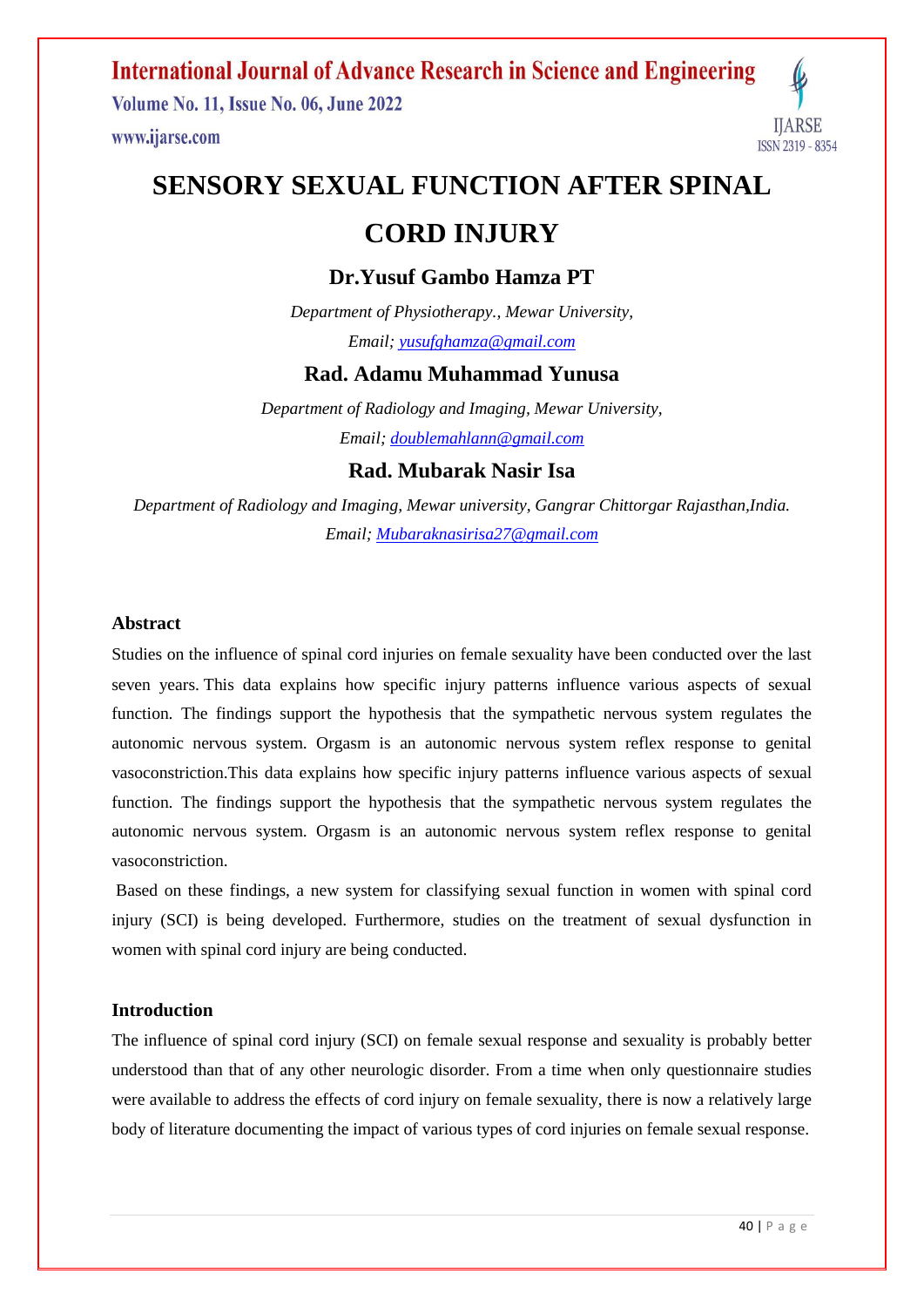# SENSORY SEXUAL FUNCTION AFTER SPINAL CORD INJURY

## Dr.Yusuf Gambo Hamza PT

*Department of Physiotherapy., Mewar University,*

*Email; yusufghamza@gmail.com*

## Rad. Adamu Muhammad Yunusa

*Department of Radiology and Imaging, Mewar University,*

*Email; doublemahlann@gmail.com*

## Rad. Mubarak Nasir Isa

*Department of Radiology and Imaging, Mewar university, Gangrar Chittorgar Rajasthan,India.*

*Email; Mubaraknasirisa27@gmail.com*

### Abstract

Studies on the influence of spinal cord injuries on female sexuality have been conducted over the last seven years. This data explains how specific injury patterns influence various aspects of sexual function. The findings support the hypothesis that the sympathetic nervous system regulates the autonomic nervous system. Orgasm is an autonomic nervous system reflex response to genital vasoconstriction.This data explains how specific injury patterns influence various aspects of sexual function. The findings support the hypothesis that the sympathetic nervous system regulates the autonomic nervous system. Orgasm is an autonomic nervous system reflex response to genital vasoconstriction.

Based on these findings, a new system for classifying sexual function in women with spinal cord injury (SCI) is being developed. Furthermore, studies on the treatment of sexual dysfunction in women with spinal cord injury are being conducted.

### Introduction

The influence of spinal cord injury (SCI) on female sexual response and sexuality is probably better understood than that of any other neurologic disorder. From a time when only questionnaire studies were available to address the effects of cord injury on female sexuality, there is now a relatively large body of literature documenting the impact of various types of cord injuries on female sexual response.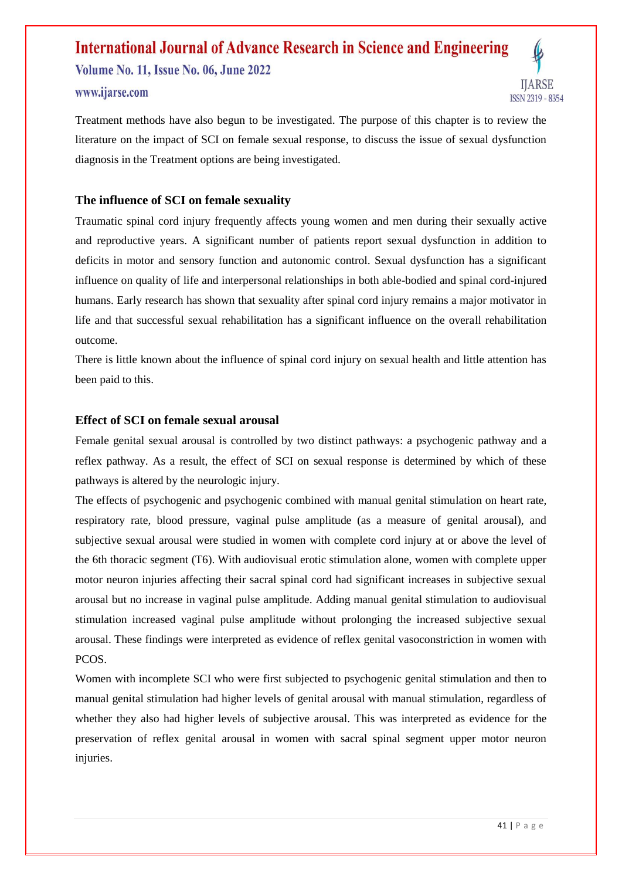Treatment methods have also begun to be investigated. The purpose of this chapter is to review the literature on the impact of SCI on female sexual response, to discuss the issue of sexual dysfunction diagnosis in the Treatment options are being investigated.

### The influence of SCI on female sexuality

Traumatic spinal cord injury frequently affects young women and men during their sexually active and reproductive years. A significant number of patients report sexual dysfunction in addition to deficits in motor and sensory function and autonomic control. Sexual dysfunction has a significant influence on quality of life and interpersonal relationships in both able-bodied and spinal cord-injured humans. Early research has shown that sexuality after spinal cord injury remains a major motivator in life and that successful sexual rehabilitation has a significant influence on the overall rehabilitation outcome.

There is little known about the influence of spinal cord injury on sexual health and little attention has been paid to this.

### Effect of SCI on female sexual arousal

Female genital sexual arousal is controlled by two distinct pathways: a psychogenic pathway and a reflex pathway. As a result, the effect of SCI on sexual response is determined by which of these pathways is altered by the neurologic injury.

The effects of psychogenic and psychogenic combined with manual genital stimulation on heart rate, respiratory rate, blood pressure, vaginal pulse amplitude (as a measure of genital arousal), and subjective sexual arousal were studied in women with complete cord injury at or above the level of the 6th thoracic segment (T6). With audiovisual erotic stimulation alone, women with complete upper motor neuron injuries affecting their sacral spinal cord had significant increases in subjective sexual arousal but no increase in vaginal pulse amplitude. Adding manual genital stimulation to audiovisual stimulation increased vaginal pulse amplitude without prolonging the increased subjective sexual arousal. These findings were interpreted as evidence of reflex genital vasoconstriction in women with PCOS.

Women with incomplete SCI who were first subjected to psychogenic genital stimulation and then to manual genital stimulation had higher levels of genital arousal with manual stimulation, regardless of whether they also had higher levels of subjective arousal. This was interpreted as evidence for the preservation of reflex genital arousal in women with sacral spinal segment upper motor neuron injuries.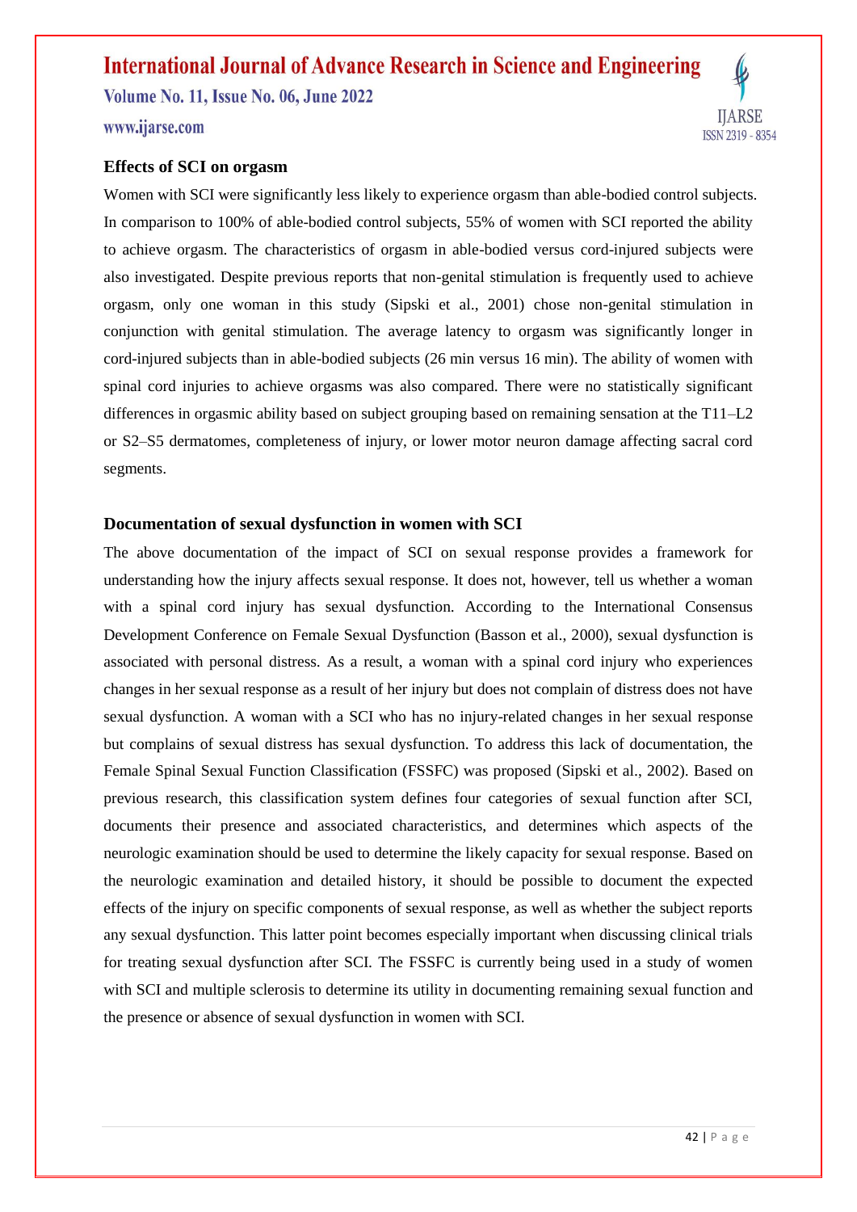### Effects of SCI on orgasm

Women with SCI were significantly less likely to experience orgasm than able-bodied control subjects. In comparison to 100% of able-bodied control subjects, 55% of women with SCI reported the ability to achieve orgasm. The characteristics of orgasm in able-bodied versus cord-injured subjects were also investigated. Despite previous reports that non-genital stimulation is frequently used to achieve orgasm, only one woman in this study (Sipski et al., 2001) chose non-genital stimulation in conjunction with genital stimulation. The average latency to orgasm was significantly longer in cord-injured subjects than in able-bodied subjects (26 min versus 16 min). The ability of women with spinal cord injuries to achieve orgasms was also compared. There were no statistically significant differences in orgasmic ability based on subject grouping based on remaining sensation at the T11–L2 or S2–S5 dermatomes, completeness of injury, or lower motor neuron damage affecting sacral cord segments.

### Documentation of sexual dysfunction in women with SCI

The above documentation of the impact of SCI on sexual response provides a framework for understanding how the injury affects sexual response. It does not, however, tell us whether a woman with a spinal cord injury has sexual dysfunction. According to the International Consensus Development Conference on Female Sexual Dysfunction (Basson et al., 2000), sexual dysfunction is associated with personal distress. As a result, a woman with a spinal cord injury who experiences changes in her sexual response as a result of her injury but does not complain of distress does not have sexual dysfunction. A woman with a SCI who has no injury-related changes in her sexual response but complains of sexual distress has sexual dysfunction. To address this lack of documentation, the Female Spinal Sexual Function Classification (FSSFC) was proposed (Sipski et al., 2002). Based on previous research, this classification system defines four categories of sexual function after SCI, documents their presence and associated characteristics, and determines which aspects of the neurologic examination should be used to determine the likely capacity for sexual response. Based on the neurologic examination and detailed history, it should be possible to document the expected effects of the injury on specific components of sexual response, as well as whether the subject reports any sexual dysfunction. This latter point becomes especially important when discussing clinical trials for treating sexual dysfunction after SCI. The FSSFC is currently being used in a study of women with SCI and multiple sclerosis to determine its utility in documenting remaining sexual function and the presence or absence of sexual dysfunction in women with SCI.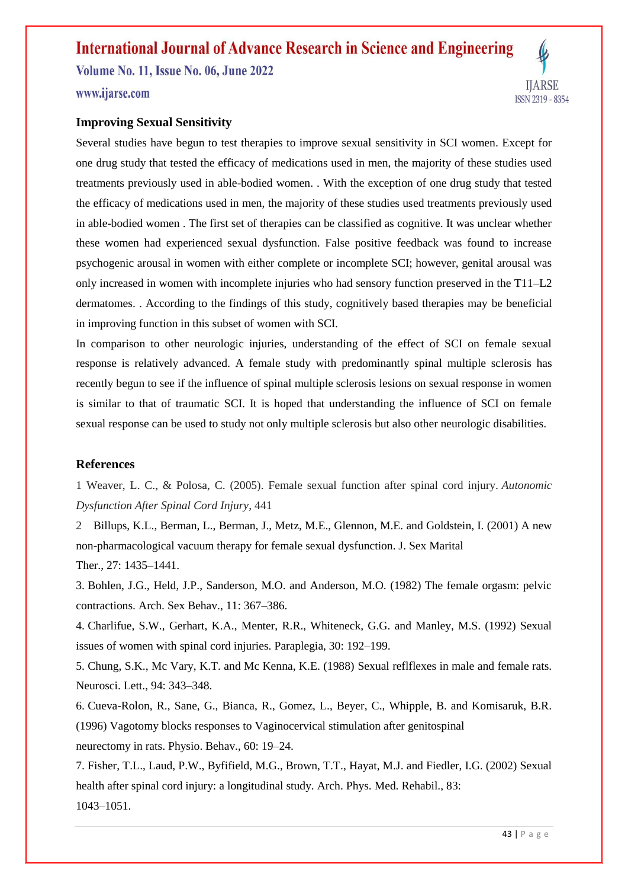### Improving Sexual Sensitivity

Several studies have begun to test therapies to improve sexual sensitivity in SCI women. Except for one drug study that tested the efficacy of medications used in men, the majority of these studies used treatments previously used in able-bodied women. . With the exception of one drug study that tested the efficacy of medications used in men, the majority of these studies used treatments previously used in able-bodied women . The first set of therapies can be classified as cognitive. It was unclear whether these women had experienced sexual dysfunction. False positive feedback was found to increase psychogenic arousal in women with either complete or incomplete SCI; however, genital arousal was only increased in women with incomplete injuries who had sensory function preserved in the T11–L2 dermatomes. . According to the findings of this study, cognitively based therapies may be beneficial in improving function in this subset of women with SCI.

In comparison to other neurologic injuries, understanding of the effect of SCI on female sexual response is relatively advanced. A female study with predominantly spinal multiple sclerosis has recently begun to see if the influence of spinal multiple sclerosis lesions on sexual response in women is similar to that of traumatic SCI. It is hoped that understanding the influence of SCI on female sexual response can be used to study not only multiple sclerosis but also other neurologic disabilities.

### References

1 Weaver, L. C., & Polosa, C. (2005). Female sexual function after spinal cord injury. *Autonomic Dysfunction After Spinal Cord Injury*, 441

2 Billups, K.L., Berman, L., Berman, J., Metz, M.E., Glennon, M.E. and Goldstein, I. (2001) A new non-pharmacological vacuum therapy for female sexual dysfunction. J. Sex Marital Ther., 27: 1435–1441.

3. Bohlen, J.G., Held, J.P., Sanderson, M.O. and Anderson, M.O. (1982) The female orgasm: pelvic contractions. Arch. Sex Behav., 11: 367–386.

4. Charlifue, S.W., Gerhart, K.A., Menter, R.R., Whiteneck, G.G. and Manley, M.S. (1992) Sexual issues of women with spinal cord injuries. Paraplegia, 30: 192–199.

5. Chung, S.K., Mc Vary, K.T. and Mc Kenna, K.E. (1988) Sexual reflflexes in male and female rats. Neurosci. Lett., 94: 343–348.

6. Cueva-Rolon, R., Sane, G., Bianca, R., Gomez, L., Beyer, C., Whipple, B. and Komisaruk, B.R. (1996) Vagotomy blocks responses to Vaginocervical stimulation after genitospinal neurectomy in rats. Physio. Behav., 60: 19–24.

7. Fisher, T.L., Laud, P.W., Byfifield, M.G., Brown, T.T., Hayat, M.J. and Fiedler, I.G. (2002) Sexual health after spinal cord injury: a longitudinal study. Arch. Phys. Med. Rehabil., 83: 1043–1051.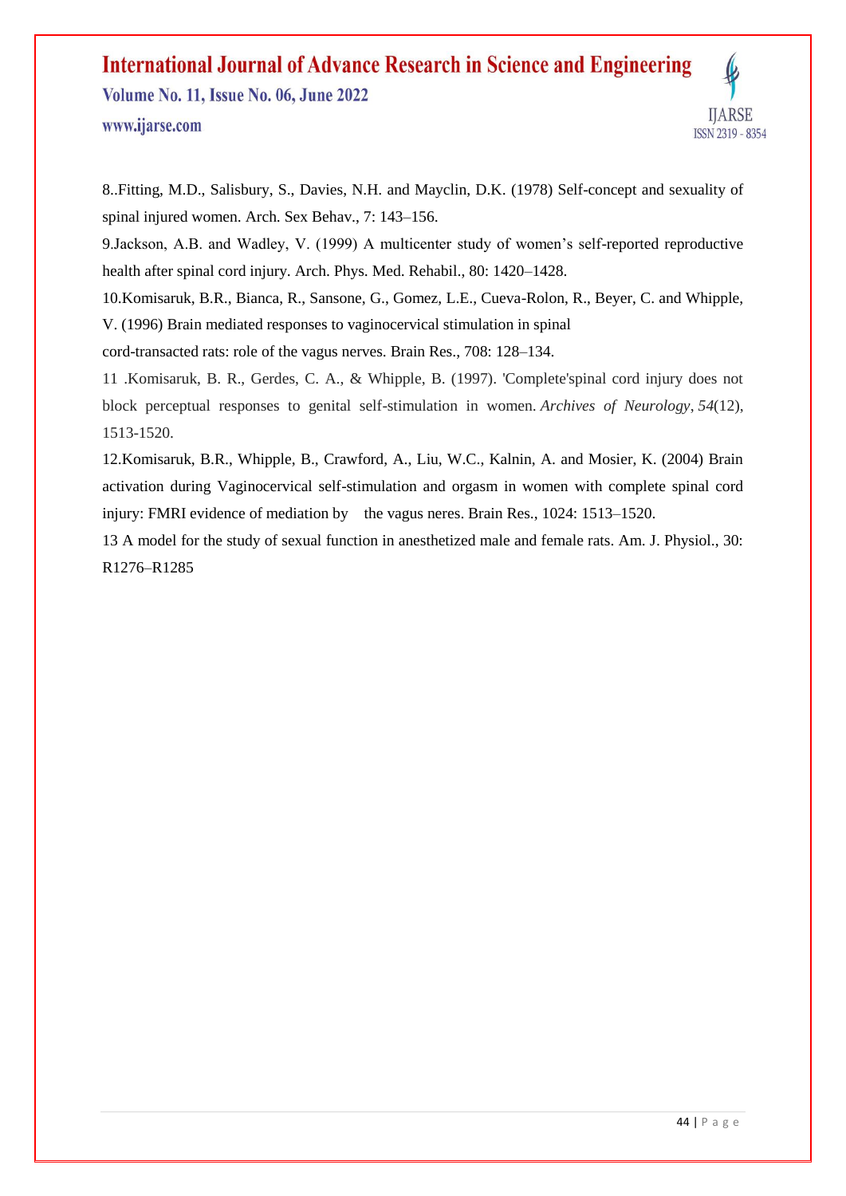8..Fitting, M.D., Salisbury, S., Davies, N.H. and Mayclin, D.K. (1978) Self-concept and sexuality of spinal injured women. Arch. Sex Behav., 7: 143–156.

9.Jackson, A.B. and Wadley, V. (1999) A multicenter study of women's self-reported reproductive health after spinal cord injury. Arch. Phys. Med. Rehabil., 80: 1420–1428.

10.Komisaruk, B.R., Bianca, R., Sansone, G., Gomez, L.E., Cueva-Rolon, R., Beyer, C. and Whipple, V. (1996) Brain mediated responses to vaginocervical stimulation in spinal cord-transacted rats: role of the vagus nerves. Brain Res., 708: 128–134.

11 .Komisaruk, B. R., Gerdes, C. A., & Whipple, B. (1997). 'Complete'spinal cord injury does not block perceptual responses to genital self-stimulation in women. *Archives of Neurology*, *54*(12), 1513-1520.

12.Komisaruk, B.R., Whipple, B., Crawford, A., Liu, W.C., Kalnin, A. and Mosier, K. (2004) Brain activation during Vaginocervical self-stimulation and orgasm in women with complete spinal cord injury: FMRI evidence of mediation by the vagus neres. Brain Res., 1024: 1513–1520.

13 A model for the study of sexual function in anesthetized male and female rats. Am. J. Physiol., 30: R1276–R1285